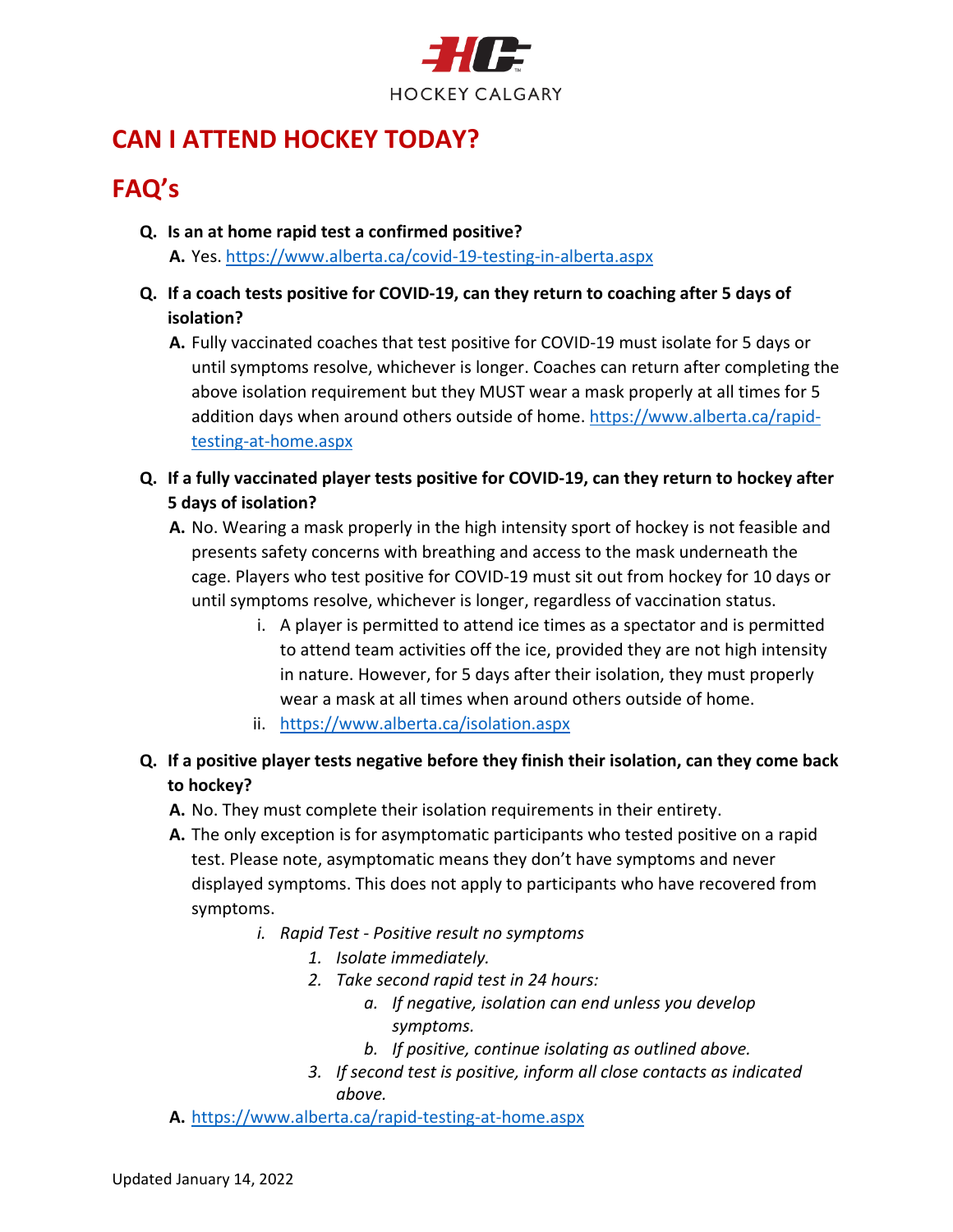HOCKEY CALGARY

# CAN I ATTEND HOCKEY TODAY?

# FAQ's

- **Q. Is an at home rapid test a confirmed positive?**
  **A.** Yes. https://www.alberta.ca/covid-19-testing-in-alberta.aspx

- **Q. If a coach tests positive for COVID-19, can they return to coaching after 5 days of isolation?**
  **A.** Fully vaccinated coaches that test positive for COVID-19 must isolate for 5 days or until symptoms resolve, whichever is longer. Coaches can return after completing the above isolation requirement but they MUST wear a mask properly at all times for 5 addition days when around others outside of home. https://www.alberta.ca/rapid-testing-at-home.aspx

- **Q. If a fully vaccinated player tests positive for COVID-19, can they return to hockey after 5 days of isolation?**
  **A.** No. Wearing a mask properly in the high intensity sport of hockey is not feasible and presents safety concerns with breathing and access to the mask underneath the cage. Players who test positive for COVID-19 must sit out from hockey for 10 days or until symptoms resolve, whichever is longer, regardless of vaccination status.
  i. A player is permitted to attend ice times as a spectator and is permitted to attend team activities off the ice, provided they are not high intensity in nature. However, for 5 days after their isolation, they must properly wear a mask at all times when around others outside of home.
  ii. https://www.alberta.ca/isolation.aspx

- **Q. If a positive player tests negative before they finish their isolation, can they come back to hockey?**
  **A.** No. They must complete their isolation requirements in their entirety.
  **A.** The only exception is for asymptomatic participants who tested positive on a rapid test. Please note, asymptomatic means they don't have symptoms and never displayed symptoms. This does not apply to participants who have recovered from symptoms.
  i. *Rapid Test - Positive result no symptoms*
     1. *Isolate immediately.*
     2. *Take second rapid test in 24 hours:*
        a. *If negative, isolation can end unless you develop symptoms.*
        b. *If positive, continue isolating as outlined above.*
     3. *If second test is positive, inform all close contacts as indicated above.*

  **A.** https://www.alberta.ca/rapid-testing-at-home.aspx

Updated January 14, 2022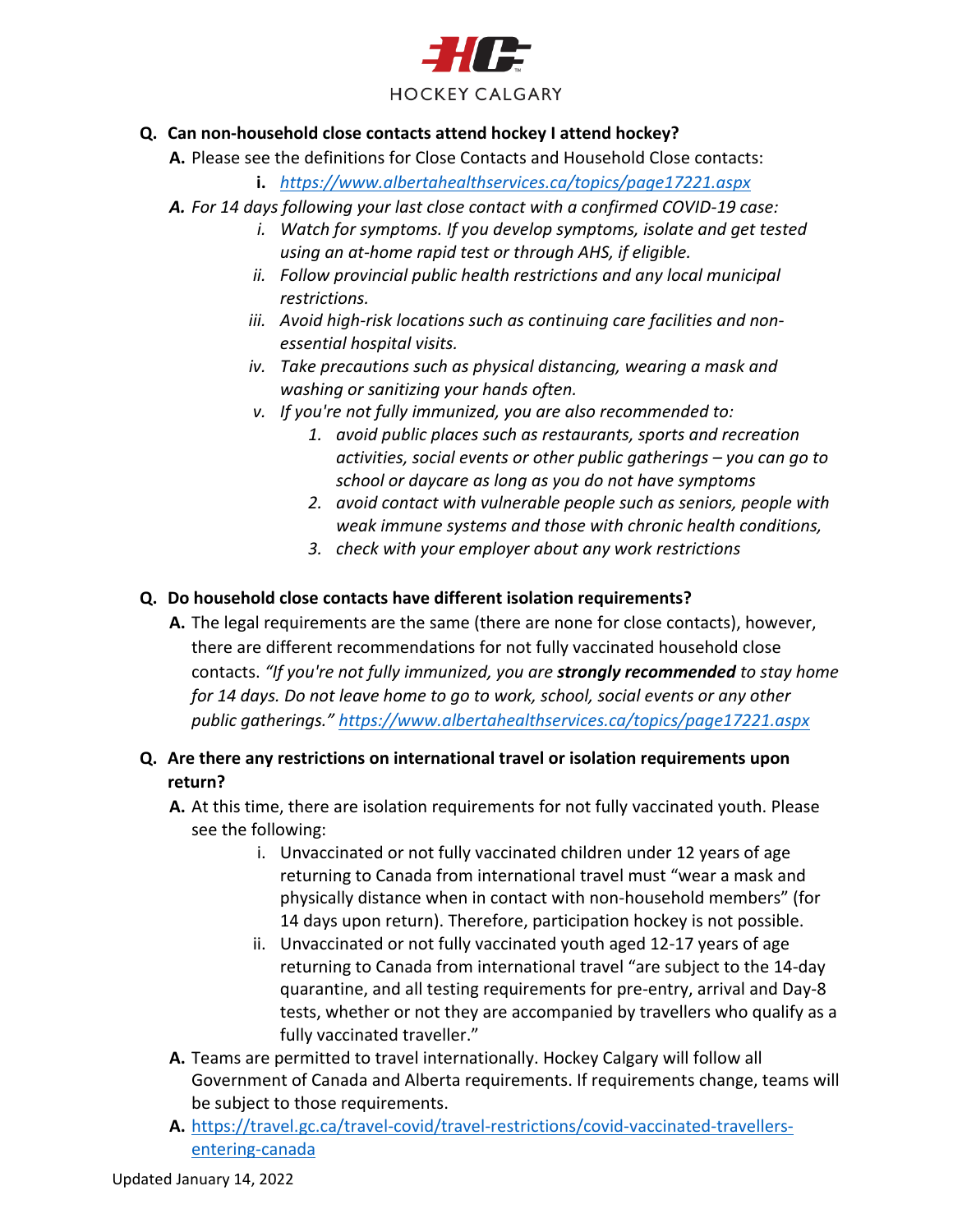**Q. Can non-household close contacts attend hockey I attend hockey?**

**A.** Please see the definitions for Close Contacts and Household Close contacts:

  **i.** *https://www.albertahealthservices.ca/topics/page17221.aspx*

***A.*** *For 14 days following your last close contact with a confirmed COVID-19 case:*

  *i. Watch for symptoms. If you develop symptoms, isolate and get tested using an at-home rapid test or through AHS, if eligible.*

  *ii. Follow provincial public health restrictions and any local municipal restrictions.*

  *iii. Avoid high-risk locations such as continuing care facilities and non-essential hospital visits.*

  *iv. Take precautions such as physical distancing, wearing a mask and washing or sanitizing your hands often.*

  *v. If you're not fully immunized, you are also recommended to:*

   1. *avoid public places such as restaurants, sports and recreation activities, social events or other public gatherings – you can go to school or daycare as long as you do not have symptoms*
   2. *avoid contact with vulnerable people such as seniors, people with weak immune systems and those with chronic health conditions,*
   3. *check with your employer about any work restrictions*

**Q. Do household close contacts have different isolation requirements?**

**A.** The legal requirements are the same (there are none for close contacts), however, there are different recommendations for not fully vaccinated household close contacts. *"If you're not fully immunized, you are **strongly recommended** to stay home for 14 days. Do not leave home to go to work, school, social events or any other public gatherings."* *https://www.albertahealthservices.ca/topics/page17221.aspx*

**Q. Are there any restrictions on international travel or isolation requirements upon return?**

**A.** At this time, there are isolation requirements for not fully vaccinated youth. Please see the following:

  i. Unvaccinated or not fully vaccinated children under 12 years of age returning to Canada from international travel must "wear a mask and physically distance when in contact with non-household members" (for 14 days upon return). Therefore, participation hockey is not possible.

  ii. Unvaccinated or not fully vaccinated youth aged 12-17 years of age returning to Canada from international travel "are subject to the 14-day quarantine, and all testing requirements for pre-entry, arrival and Day-8 tests, whether or not they are accompanied by travellers who qualify as a fully vaccinated traveller."

**A.** Teams are permitted to travel internationally. Hockey Calgary will follow all Government of Canada and Alberta requirements. If requirements change, teams will be subject to those requirements.

**A.** https://travel.gc.ca/travel-covid/travel-restrictions/covid-vaccinated-travellers-entering-canada

Updated January 14, 2022